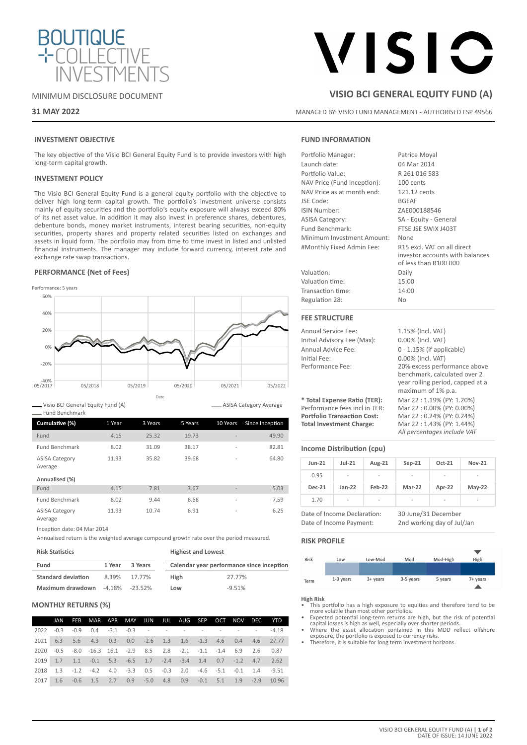BOUTIQUE COLLECTIVE INVESTMENTS

MINIMUM DISCLOSURE DOCUMENT

**31 MAY 2022**

VISIO

## VISIO BCI GENERAL EQUITY FUND (A)

MANAGED BY: VISIO FUND MANAGEMENT - AUTHORISED FSP 49566

### INVESTMENT OBJECTIVE

The key objective of the Visio BCI General Equity Fund is to provide investors with high long-term capital growth.

### INVESTMENT POLICY

The Visio BCI General Equity Fund is a general equity portfolio with the objective to deliver high long-term capital growth. The portfolio's investment universe consists mainly of equity securities and the portfolio's equity exposure will always exceed 80% of its net asset value. In addition it may also invest in preference shares, debentures, debenture bonds, money market instruments, interest bearing securities, non-equity securities, property shares and property related securities listed on exchanges and assets in liquid form. The portfolio may from time to time invest in listed and unlisted financial instruments. The manager may include forward currency, interest rate and exchange rate swap transactions.

### PERFORMANCE (Net of Fees)

Performance: 5 years

Visio BCI General Equity Fund (A) — Fund Benchmark — ASISA Category Average

| Cumulative (%) | 1 Year | 3 Years | 5 Years | 10 Years | Since Inception |
|---|---|---|---|---|---|
| Fund | 4.15 | 25.32 | 19.73 | - | 49.90 |
| Fund Benchmark | 8.02 | 31.09 | 38.17 | - | 82.81 |
| ASISA Category Average | 11.93 | 35.82 | 39.68 | - | 64.80 |
| **Annualised (%)** | | | | | |
| Fund | 4.15 | 7.81 | 3.67 | - | 5.03 |
| Fund Benchmark | 8.02 | 9.44 | 6.68 | - | 7.59 |
| ASISA Category Average | 11.93 | 10.74 | 6.91 | - | 6.25 |

Inception date: 04 Mar 2014

Annualised return is the weighted average compound growth rate over the period measured.

**Risk Statistics**

| Fund | 1 Year | 3 Years |
|---|---|---|
| Standard deviation | 8.39% | 17.77% |
| Maximum drawdown | -4.18% | -23.52% |

**Highest and Lowest**

| Calendar year performance since inception | |
|---|---|
| High | 27.77% |
| Low | -9.51% |

### MONTHLY RETURNS (%)

| | JAN | FEB | MAR | APR | MAY | JUN | JUL | AUG | SEP | OCT | NOV | DEC | YTD |
|---|---|---|---|---|---|---|---|---|---|---|---|---|---|
| 2022 | -0.3 | -0.9 | 0.4 | -3.1 | -0.3 | - | - | - | - | - | - | - | -4.18 |
| 2021 | 6.3 | 5.6 | 4.3 | 0.3 | 0.0 | -2.6 | 1.3 | 1.6 | -1.3 | 4.6 | 0.4 | 4.6 | 27.77 |
| 2020 | -0.5 | -8.0 | -16.3 | 16.1 | -2.9 | 8.5 | 2.8 | -2.1 | -1.1 | -1.4 | 6.9 | 2.6 | 0.87 |
| 2019 | 1.7 | 1.1 | -0.1 | 5.3 | -6.5 | 1.7 | -2.4 | -3.4 | 1.4 | 0.7 | -1.2 | 4.7 | 2.62 |
| 2018 | 1.3 | -1.2 | -4.2 | 4.0 | -3.3 | 0.5 | -0.3 | 2.0 | -4.6 | -5.1 | -0.1 | 1.4 | -9.51 |
| 2017 | 1.6 | -0.6 | 1.5 | 2.7 | 0.9 | -5.0 | 4.8 | 0.9 | -0.1 | 5.1 | 1.9 | -2.9 | 10.96 |

### FUND INFORMATION

| | |
|---|---|
| Portfolio Manager: | Patrice Moyal |
| Launch date: | 04 Mar 2014 |
| Portfolio Value: | R 261 016 583 |
| NAV Price (Fund Inception): | 100 cents |
| NAV Price as at month end: | 121.12 cents |
| JSE Code: | BGEAF |
| ISIN Number: | ZAE000188546 |
| ASISA Category: | SA - Equity - General |
| Fund Benchmark: | FTSE JSE SWIX J403T |
| Minimum Investment Amount: | None |
| #Monthly Fixed Admin Fee: | R15 excl. VAT on all direct investor accounts with balances of less than R100 000 |
| Valuation: | Daily |
| Valuation time: | 15:00 |
| Transaction time: | 14:00 |
| Regulation 28: | No |

### FEE STRUCTURE

| | |
|---|---|
| Annual Service Fee: | 1.15% (Incl. VAT) |
| Initial Advisory Fee (Max): | 0.00% (Incl. VAT) |
| Annual Advice Fee: | 0 - 1.15% (if applicable) |
| Initial Fee: | 0.00% (Incl. VAT) |
| Performance Fee: | 20% excess performance above benchmark, calculated over 2 year rolling period, capped at a maximum of 1% p.a. |
| **\* Total Expense Ratio (TER):** | Mar 22 : 1.19% (PY: 1.20%) |
| Performance fees incl in TER: | Mar 22 : 0.00% (PY: 0.00%) |
| **Portfolio Transaction Cost:** | Mar 22 : 0.24% (PY: 0.24%) |
| **Total Investment Charge:** | Mar 22 : 1.43% (PY: 1.44%) |

*All percentages include VAT*

### Income Distribution (cpu)

| Jun-21 | Jul-21 | Aug-21 | Sep-21 | Oct-21 | Nov-21 |
|---|---|---|---|---|---|
| 0.95 | - | - | - | - | - |
| **Dec-21** | **Jan-22** | **Feb-22** | **Mar-22** | **Apr-22** | **May-22** |
| 1.70 | - | - | - | - | - |

| | |
|---|---|
| Date of Income Declaration: | 30 June/31 December |
| Date of Income Payment: | 2nd working day of Jul/Jan |

### RISK PROFILE

| Risk | Low | Low-Mod | Mod | Mod-High | High ▼ |
|---|---|---|---|---|---|
| Term | 1-3 years | 3+ years | 3-5 years | 5 years | 7+ years ▲ |

**High Risk**

- This portfolio has a high exposure to equities and therefore tend to be more volatile than most other portfolios.
- Expected potential long-term returns are high, but the risk of potential capital losses is high as well, especially over shorter periods.
- Where the asset allocation contained in this MDD reflect offshore exposure, the portfolio is exposed to currency risks.
- Therefore, it is suitable for long term investment horizons.

DATE OF ISSUE: 14 JUNE 2022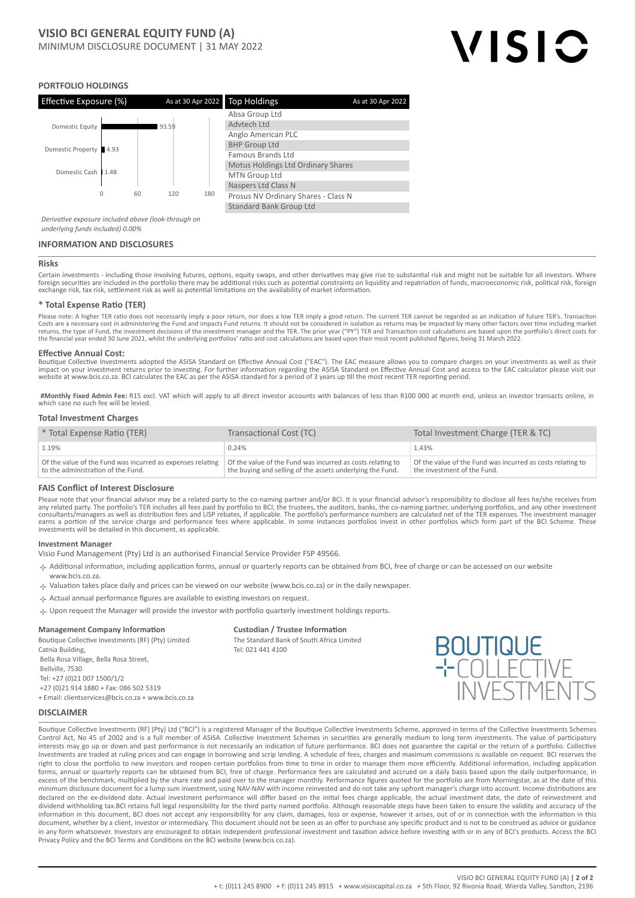# VISIO BCI GENERAL EQUITY FUND (A)

MINIMUM DISCLOSURE DOCUMENT | 31 MAY 2022

VISIO

## PORTFOLIO HOLDINGS

Effective Exposure (%) As at 30 Apr 2022

Domestic Equity 93.59
Domestic Property 4.93
Domestic Cash 1.48

0 60 120 180

*Derivative exposure included above (look-through on underlying funds included) 0.00%*

| Top Holdings | As at 30 Apr 2022 |
|---|---|
| Absa Group Ltd | |
| Advtech Ltd | |
| Anglo American PLC | |
| BHP Group Ltd | |
| Famous Brands Ltd | |
| Motus Holdings Ltd Ordinary Shares | |
| MTN Group Ltd | |
| Naspers Ltd Class N | |
| Prosus NV Ordinary Shares - Class N | |
| Standard Bank Group Ltd | |

## INFORMATION AND DISCLOSURES

### Risks

Certain investments - including those involving futures, options, equity swaps, and other derivatives may give rise to substantial risk and might not be suitable for all investors. Where foreign securities are included in the portfolio there may be additional risks such as potential constraints on liquidity and repatriation of funds, macroeconomic risk, political risk, foreign exchange risk, tax risk, settlement risk as well as potential limitations on the availability of market information.

### * Total Expense Ratio (TER)

Please note: A higher TER ratio does not necessarily imply a poor return, nor does a low TER imply a good return. The current TER cannot be regarded as an indication of future TER's. Transaction Costs are a necessary cost in administering the Fund and impacts Fund returns. It should not be considered in isolation as returns may be impacted by many other factors over time including market returns, the type of Fund, the investment decisions of the investment manager and the TER. The prior year ("PY") TER and Transaction cost calculations are based upon the portfolio's direct costs for the financial year ended 30 June 2021, whilst the underlying portfolios' ratio and cost calculations are based upon their most recent published figures, being 31 March 2022.

### Effective Annual Cost:

Boutique Collective Investments adopted the ASISA Standard on Effective Annual Cost ("EAC"). The EAC measure allows you to compare charges on your investments as well as their impact on your investment returns prior to investing. For further information regarding the ASISA Standard on Effective Annual Cost and access to the EAC calculator please visit our website at www.bcis.co.za. BCI calculates the EAC as per the ASISA standard for a period of 3 years up till the most recent TER reporting period.

**#Monthly Fixed Admin Fee:** R15 excl. VAT which will apply to all direct investor accounts with balances of less than R100 000 at month end, unless an investor transacts online, in which case no such fee will be levied.

### Total Investment Charges

| * Total Expense Ratio (TER) | Transactional Cost (TC) | Total Investment Charge (TER & TC) |
|---|---|---|
| 1.19% | 0.24% | 1.43% |
| Of the value of the Fund was incurred as expenses relating to the administration of the Fund. | Of the value of the Fund was incurred as costs relating to the buying and selling of the assets underlying the Fund. | Of the value of the Fund was incurred as costs relating to the investment of the Fund. |

### FAIS Conflict of Interest Disclosure

Please note that your financial advisor may be a related party to the co-naming partner and/or BCI. It is your financial advisor's responsibility to disclose all fees he/she receives from any related party. The portfolio's TER includes all fees paid by portfolio to BCI, the trustees, the auditors, banks, the co-naming partner, underlying portfolios, and any other investment consultants/managers as well as distribution fees and LISP rebates, if applicable. The portfolio's performance numbers are calculated net of the TER expenses. The investment manager earns a portion of the service charge and performance fees where applicable. In some instances portfolios invest in other portfolios which form part of the BCI Scheme. These investments will be detailed in this document, as applicable.

#### Investment Manager

Visio Fund Management (Pty) Ltd is an authorised Financial Service Provider FSP 49566.

- Additional information, including application forms, annual or quarterly reports can be obtained from BCI, free of charge or can be accessed on our website www.bcis.co.za.
- Valuation takes place daily and prices can be viewed on our website (www.bcis.co.za) or in the daily newspaper.
- Actual annual performance figures are available to existing investors on request.
- Upon request the Manager will provide the investor with portfolio quarterly investment holdings reports.

#### Management Company Information

Boutique Collective Investments (RF) (Pty) Limited
Catnia Building,
Bella Rosa Village, Bella Rosa Street,
Bellville, 7530
Tel: +27 (0)21 007 1500/1/2
+27 (0)21 914 1880 + Fax: 086 502 5319
+ Email: clientservices@bcis.co.za + www.bcis.co.za

#### Custodian / Trustee Information

The Standard Bank of South Africa Limited
Tel: 021 441 4100

BOUTIQUE COLLECTIVE INVESTMENTS

## DISCLAIMER

Boutique Collective Investments (RF) (Pty) Ltd ("BCI") is a registered Manager of the Boutique Collective Investments Scheme, approved in terms of the Collective Investments Schemes Control Act, No 45 of 2002 and is a full member of ASISA. Collective Investment Schemes in securities are generally medium to long term investments. The value of participatory interests may go up or down and past performance is not necessarily an indication of future performance. BCI does not guarantee the capital or the return of a portfolio. Collective Investments are traded at ruling prices and can engage in borrowing and scrip lending. A schedule of fees, charges and maximum commissions is available on request. BCI reserves the right to close the portfolio to new investors and reopen certain portfolios from time to time in order to manage them more efficiently. Additional information, including application forms, annual or quarterly reports can be obtained from BCI, free of charge. Performance fees are calculated and accrued on a daily basis based upon the daily outperformance, in excess of the benchmark, multiplied by the share rate and paid over to the manager monthly. Performance figures quoted for the portfolio are from Morningstar, as at the date of this minimum disclosure document for a lump sum investment, using NAV-NAV with income reinvested and do not take any upfront manager's charge into account. Income distributions are declared on the ex-dividend date. Actual investment performance will differ based on the initial fees charge applicable, the actual investment date, the date of reinvestment and dividend withholding tax.BCI retains full legal responsibility for the third party named portfolio. Although reasonable steps have been taken to ensure the validity and accuracy of the information in this document, BCI does not accept any responsibility for any claim, damages, loss or expense, however it arises, out of or in connection with the information in this document, whether by a client, investor or intermediary. This document should not be seen as an offer to purchase any specific product and is not to be construed as advice or guidance in any form whatsoever. Investors are encouraged to obtain independent professional investment and taxation advice before investing with or in any of BCI's products. Access the BCI Privacy Policy and the BCI Terms and Conditions on the BCI website (www.bcis.co.za).

+ t: (0)11 245 8900 + f: (0)11 245 8915 + www.visiocapital.co.za + 5th Floor, 92 Rivonia Road, Wierda Valley, Sandton, 2196